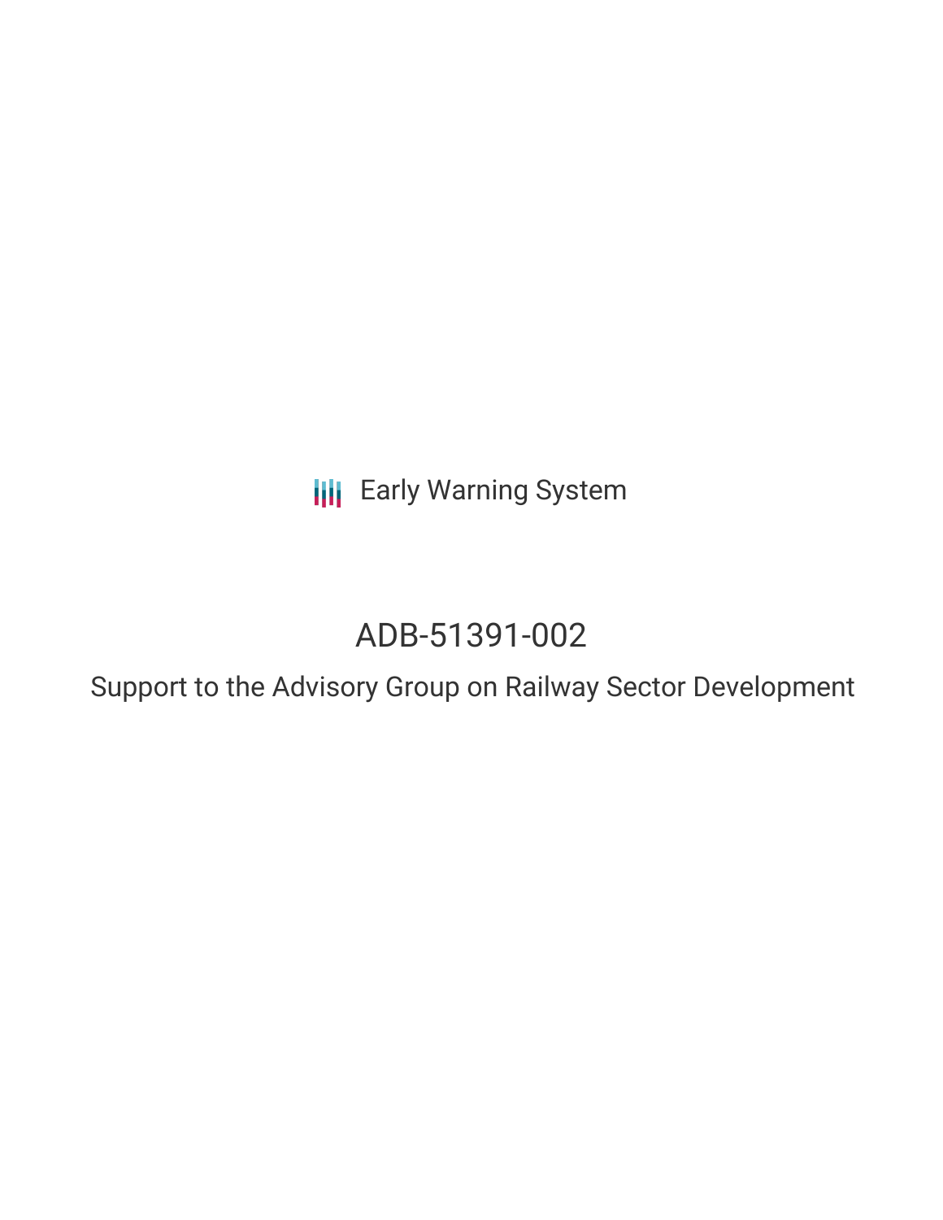Early Warning System

# ADB-51391-002

## Support to the Advisory Group on Railway Sector Development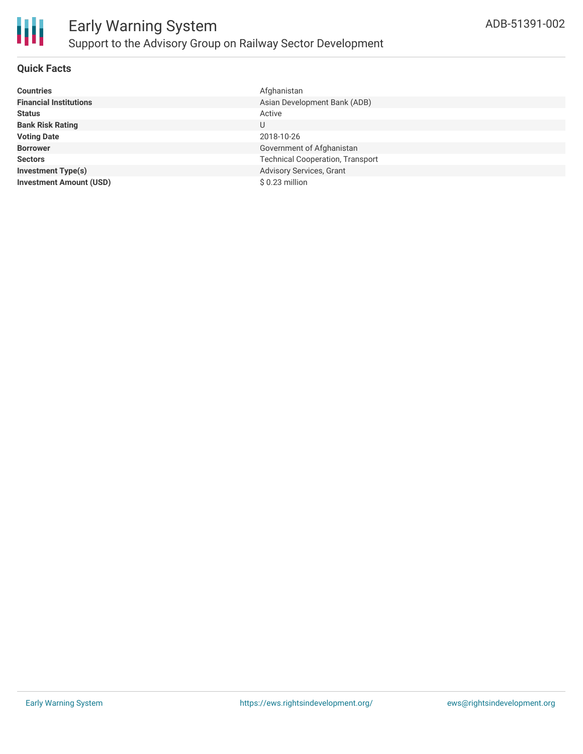# Early Warning System

## Support to the Advisory Group on Railway Sector Development

ADB-51391-002

### Quick Facts

| | |
|---|---|
| **Countries** | Afghanistan |
| **Financial Institutions** | Asian Development Bank (ADB) |
| **Status** | Active |
| **Bank Risk Rating** | U |
| **Voting Date** | 2018-10-26 |
| **Borrower** | Government of Afghanistan |
| **Sectors** | Technical Cooperation, Transport |
| **Investment Type(s)** | Advisory Services, Grant |
| **Investment Amount (USD)** | $ 0.23 million |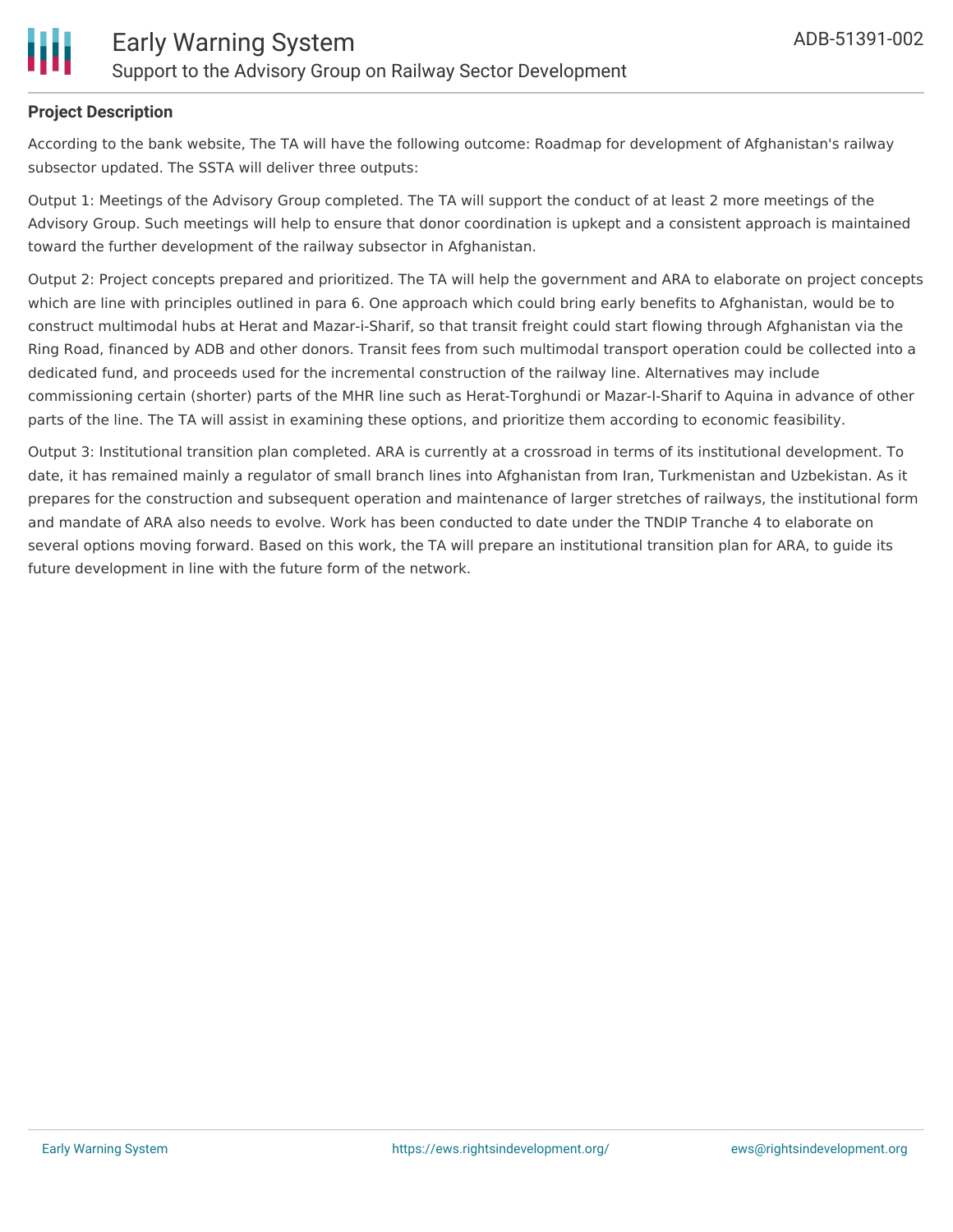**Project Description**

According to the bank website, The TA will have the following outcome: Roadmap for development of Afghanistan's railway subsector updated. The SSTA will deliver three outputs:

Output 1: Meetings of the Advisory Group completed. The TA will support the conduct of at least 2 more meetings of the Advisory Group. Such meetings will help to ensure that donor coordination is upkept and a consistent approach is maintained toward the further development of the railway subsector in Afghanistan.

Output 2: Project concepts prepared and prioritized. The TA will help the government and ARA to elaborate on project concepts which are line with principles outlined in para 6. One approach which could bring early benefits to Afghanistan, would be to construct multimodal hubs at Herat and Mazar-i-Sharif, so that transit freight could start flowing through Afghanistan via the Ring Road, financed by ADB and other donors. Transit fees from such multimodal transport operation could be collected into a dedicated fund, and proceeds used for the incremental construction of the railway line. Alternatives may include commissioning certain (shorter) parts of the MHR line such as Herat-Torghundi or Mazar-I-Sharif to Aquina in advance of other parts of the line. The TA will assist in examining these options, and prioritize them according to economic feasibility.

Output 3: Institutional transition plan completed. ARA is currently at a crossroad in terms of its institutional development. To date, it has remained mainly a regulator of small branch lines into Afghanistan from Iran, Turkmenistan and Uzbekistan. As it prepares for the construction and subsequent operation and maintenance of larger stretches of railways, the institutional form and mandate of ARA also needs to evolve. Work has been conducted to date under the TNDIP Tranche 4 to elaborate on several options moving forward. Based on this work, the TA will prepare an institutional transition plan for ARA, to guide its future development in line with the future form of the network.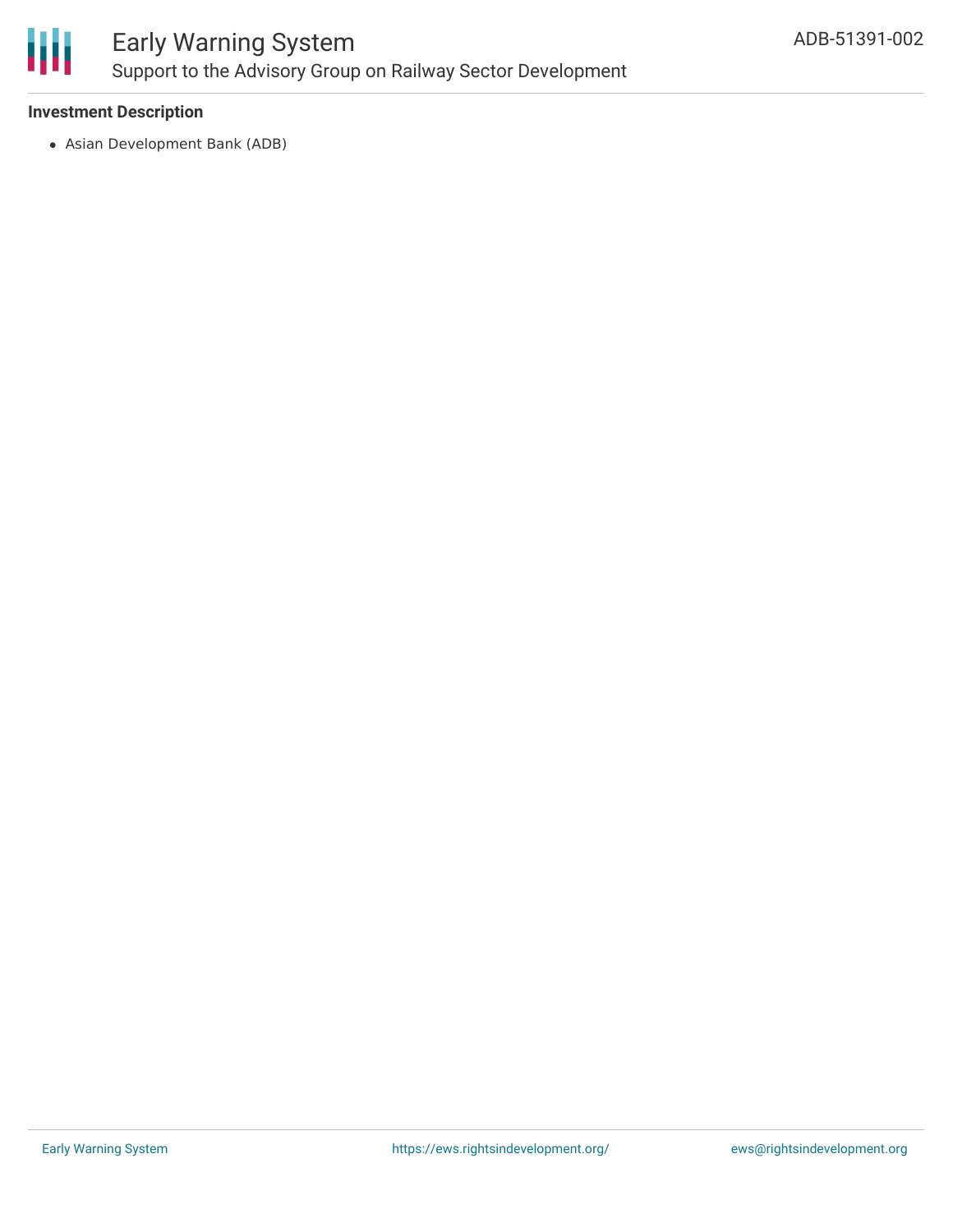**Investment Description**

- Asian Development Bank (ADB)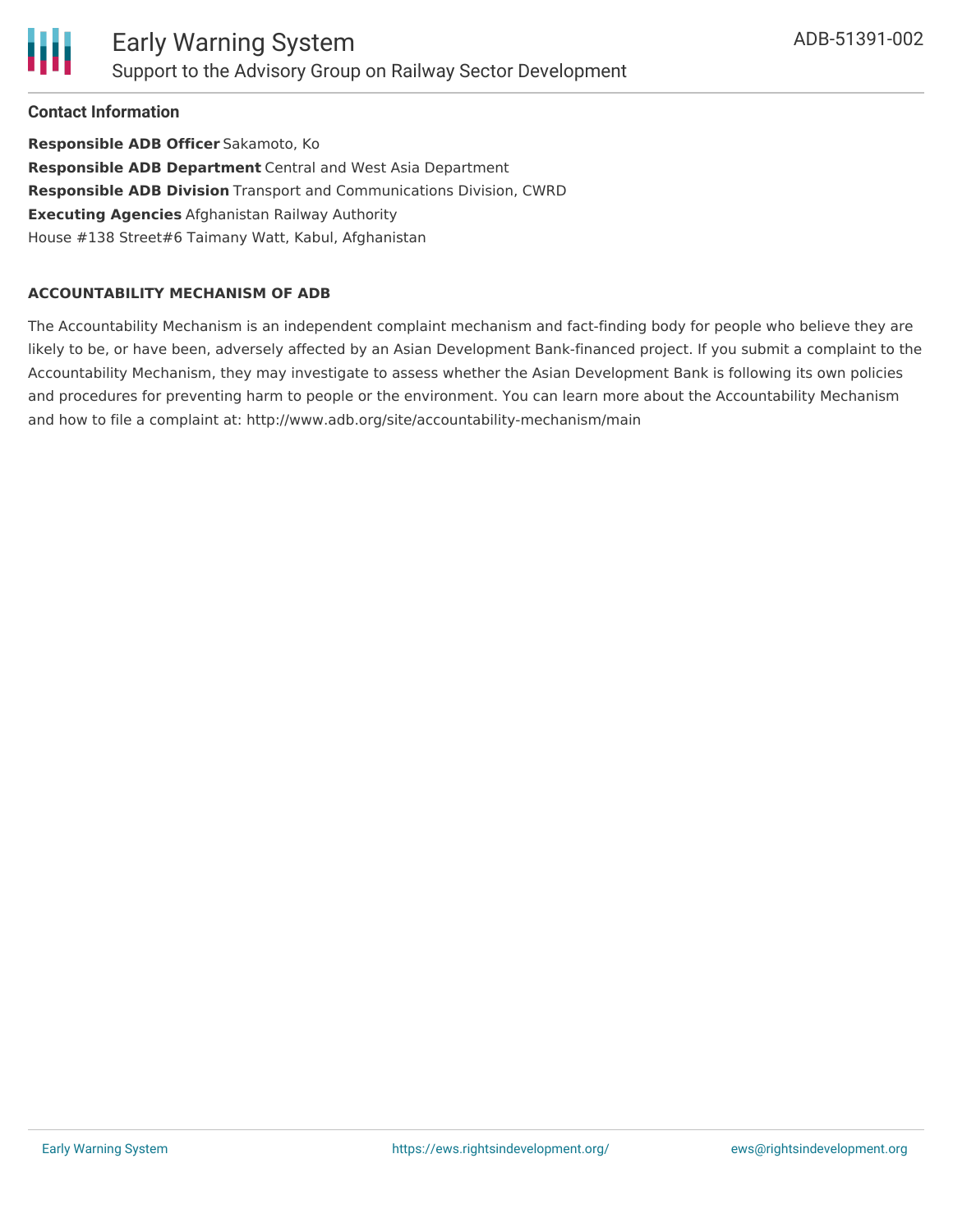#### Contact Information

**Responsible ADB Officer** Sakamoto, Ko
**Responsible ADB Department** Central and West Asia Department
**Responsible ADB Division** Transport and Communications Division, CWRD
**Executing Agencies** Afghanistan Railway Authority
House #138 Street#6 Taimany Watt, Kabul, Afghanistan

**ACCOUNTABILITY MECHANISM OF ADB**

The Accountability Mechanism is an independent complaint mechanism and fact-finding body for people who believe they are likely to be, or have been, adversely affected by an Asian Development Bank-financed project. If you submit a complaint to the Accountability Mechanism, they may investigate to assess whether the Asian Development Bank is following its own policies and procedures for preventing harm to people or the environment. You can learn more about the Accountability Mechanism and how to file a complaint at: http://www.adb.org/site/accountability-mechanism/main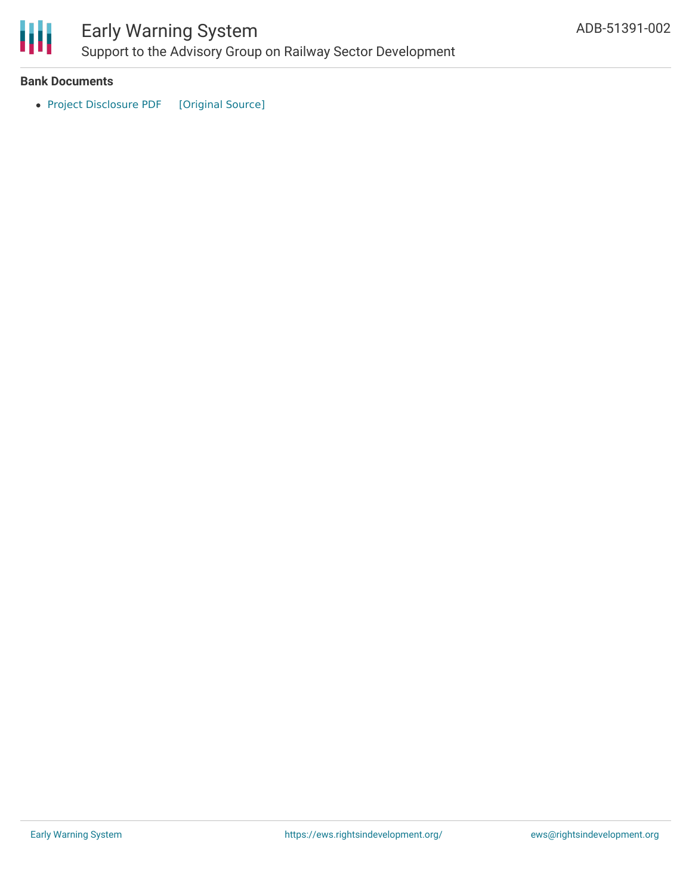**Bank Documents**

- Project Disclosure PDF [Original Source]